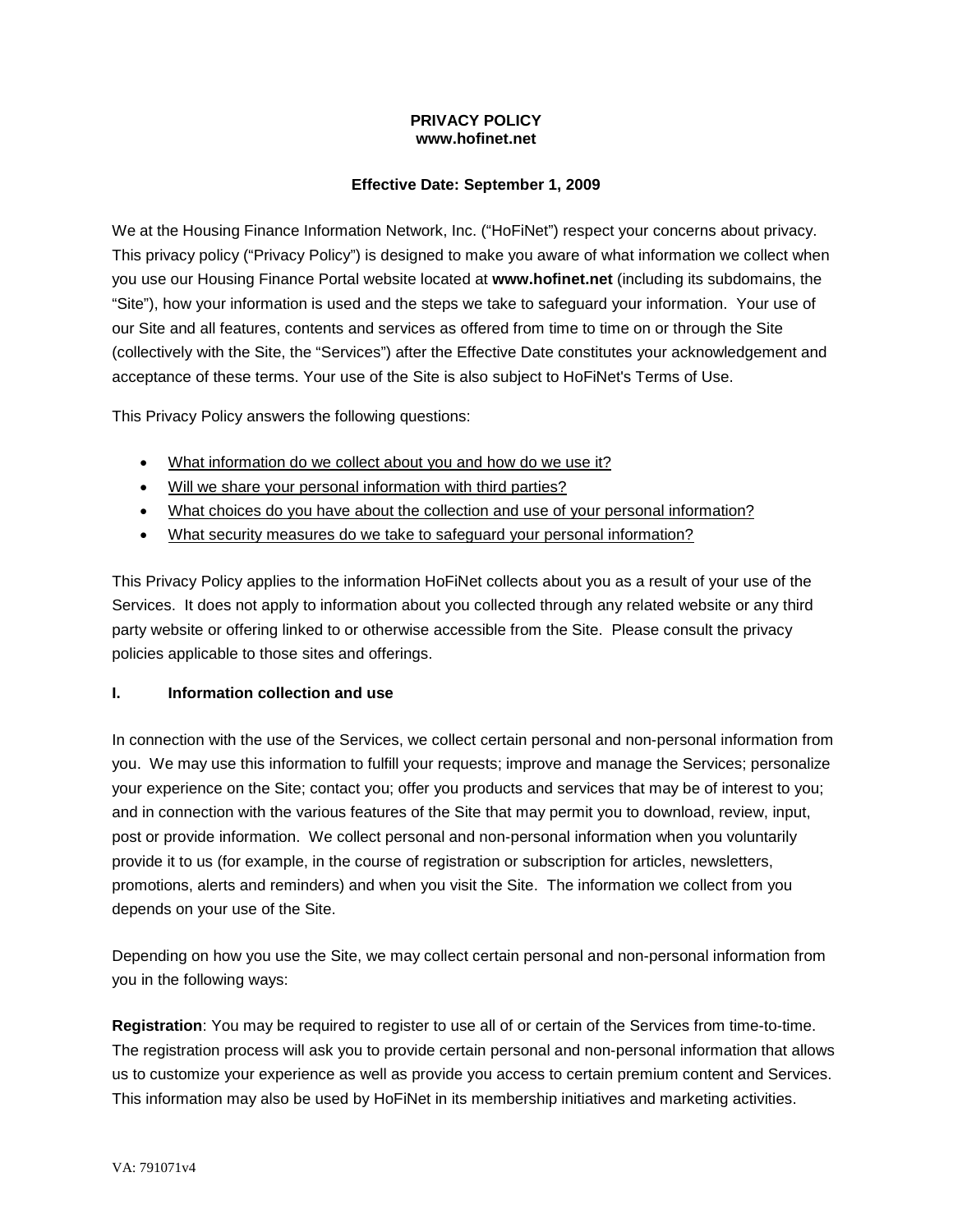**PRIVACY POLICY**
**www.hofinet.net**

**Effective Date: September 1, 2009**

We at the Housing Finance Information Network, Inc. ("HoFiNet") respect your concerns about privacy. This privacy policy ("Privacy Policy") is designed to make you aware of what information we collect when you use our Housing Finance Portal website located at **www.hofinet.net** (including its subdomains, the "Site"), how your information is used and the steps we take to safeguard your information. Your use of our Site and all features, contents and services as offered from time to time on or through the Site (collectively with the Site, the "Services") after the Effective Date constitutes your acknowledgement and acceptance of these terms. Your use of the Site is also subject to HoFiNet's Terms of Use.

This Privacy Policy answers the following questions:

- What information do we collect about you and how do we use it?
- Will we share your personal information with third parties?
- What choices do you have about the collection and use of your personal information?
- What security measures do we take to safeguard your personal information?

This Privacy Policy applies to the information HoFiNet collects about you as a result of your use of the Services. It does not apply to information about you collected through any related website or any third party website or offering linked to or otherwise accessible from the Site. Please consult the privacy policies applicable to those sites and offerings.

## I. Information collection and use

In connection with the use of the Services, we collect certain personal and non-personal information from you. We may use this information to fulfill your requests; improve and manage the Services; personalize your experience on the Site; contact you; offer you products and services that may be of interest to you; and in connection with the various features of the Site that may permit you to download, review, input, post or provide information. We collect personal and non-personal information when you voluntarily provide it to us (for example, in the course of registration or subscription for articles, newsletters, promotions, alerts and reminders) and when you visit the Site. The information we collect from you depends on your use of the Site.

Depending on how you use the Site, we may collect certain personal and non-personal information from you in the following ways:

**Registration**: You may be required to register to use all of or certain of the Services from time-to-time. The registration process will ask you to provide certain personal and non-personal information that allows us to customize your experience as well as provide you access to certain premium content and Services. This information may also be used by HoFiNet in its membership initiatives and marketing activities.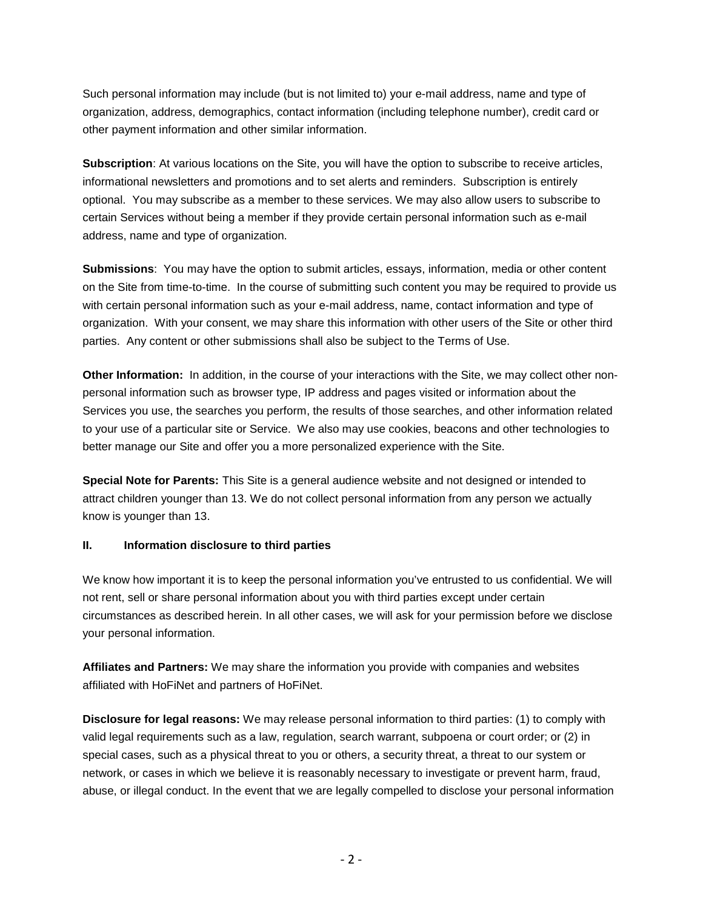Such personal information may include (but is not limited to) your e-mail address, name and type of organization, address, demographics, contact information (including telephone number), credit card or other payment information and other similar information.

**Subscription**: At various locations on the Site, you will have the option to subscribe to receive articles, informational newsletters and promotions and to set alerts and reminders. Subscription is entirely optional. You may subscribe as a member to these services. We may also allow users to subscribe to certain Services without being a member if they provide certain personal information such as e-mail address, name and type of organization.

**Submissions**: You may have the option to submit articles, essays, information, media or other content on the Site from time-to-time. In the course of submitting such content you may be required to provide us with certain personal information such as your e-mail address, name, contact information and type of organization. With your consent, we may share this information with other users of the Site or other third parties. Any content or other submissions shall also be subject to the Terms of Use.

**Other Information:** In addition, in the course of your interactions with the Site, we may collect other non-personal information such as browser type, IP address and pages visited or information about the Services you use, the searches you perform, the results of those searches, and other information related to your use of a particular site or Service. We also may use cookies, beacons and other technologies to better manage our Site and offer you a more personalized experience with the Site.

**Special Note for Parents:** This Site is a general audience website and not designed or intended to attract children younger than 13. We do not collect personal information from any person we actually know is younger than 13.

## II. Information disclosure to third parties

We know how important it is to keep the personal information you've entrusted to us confidential. We will not rent, sell or share personal information about you with third parties except under certain circumstances as described herein. In all other cases, we will ask for your permission before we disclose your personal information.

**Affiliates and Partners:** We may share the information you provide with companies and websites affiliated with HoFiNet and partners of HoFiNet.

**Disclosure for legal reasons:** We may release personal information to third parties: (1) to comply with valid legal requirements such as a law, regulation, search warrant, subpoena or court order; or (2) in special cases, such as a physical threat to you or others, a security threat, a threat to our system or network, or cases in which we believe it is reasonably necessary to investigate or prevent harm, fraud, abuse, or illegal conduct. In the event that we are legally compelled to disclose your personal information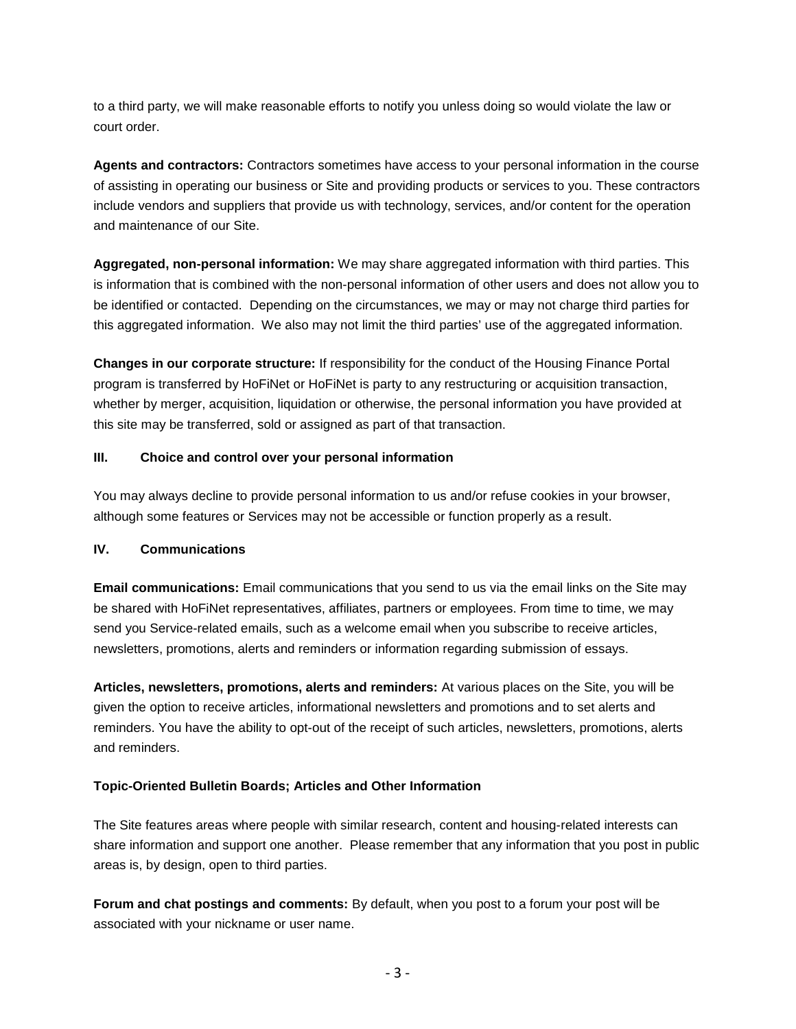to a third party, we will make reasonable efforts to notify you unless doing so would violate the law or court order.

**Agents and contractors:** Contractors sometimes have access to your personal information in the course of assisting in operating our business or Site and providing products or services to you. These contractors include vendors and suppliers that provide us with technology, services, and/or content for the operation and maintenance of our Site.

**Aggregated, non-personal information:** We may share aggregated information with third parties. This is information that is combined with the non-personal information of other users and does not allow you to be identified or contacted. Depending on the circumstances, we may or may not charge third parties for this aggregated information. We also may not limit the third parties' use of the aggregated information.

**Changes in our corporate structure:** If responsibility for the conduct of the Housing Finance Portal program is transferred by HoFiNet or HoFiNet is party to any restructuring or acquisition transaction, whether by merger, acquisition, liquidation or otherwise, the personal information you have provided at this site may be transferred, sold or assigned as part of that transaction.

## III. Choice and control over your personal information

You may always decline to provide personal information to us and/or refuse cookies in your browser, although some features or Services may not be accessible or function properly as a result.

## IV. Communications

**Email communications:** Email communications that you send to us via the email links on the Site may be shared with HoFiNet representatives, affiliates, partners or employees. From time to time, we may send you Service-related emails, such as a welcome email when you subscribe to receive articles, newsletters, promotions, alerts and reminders or information regarding submission of essays.

**Articles, newsletters, promotions, alerts and reminders:** At various places on the Site, you will be given the option to receive articles, informational newsletters and promotions and to set alerts and reminders. You have the ability to opt-out of the receipt of such articles, newsletters, promotions, alerts and reminders.

### Topic-Oriented Bulletin Boards; Articles and Other Information

The Site features areas where people with similar research, content and housing-related interests can share information and support one another. Please remember that any information that you post in public areas is, by design, open to third parties.

**Forum and chat postings and comments:** By default, when you post to a forum your post will be associated with your nickname or user name.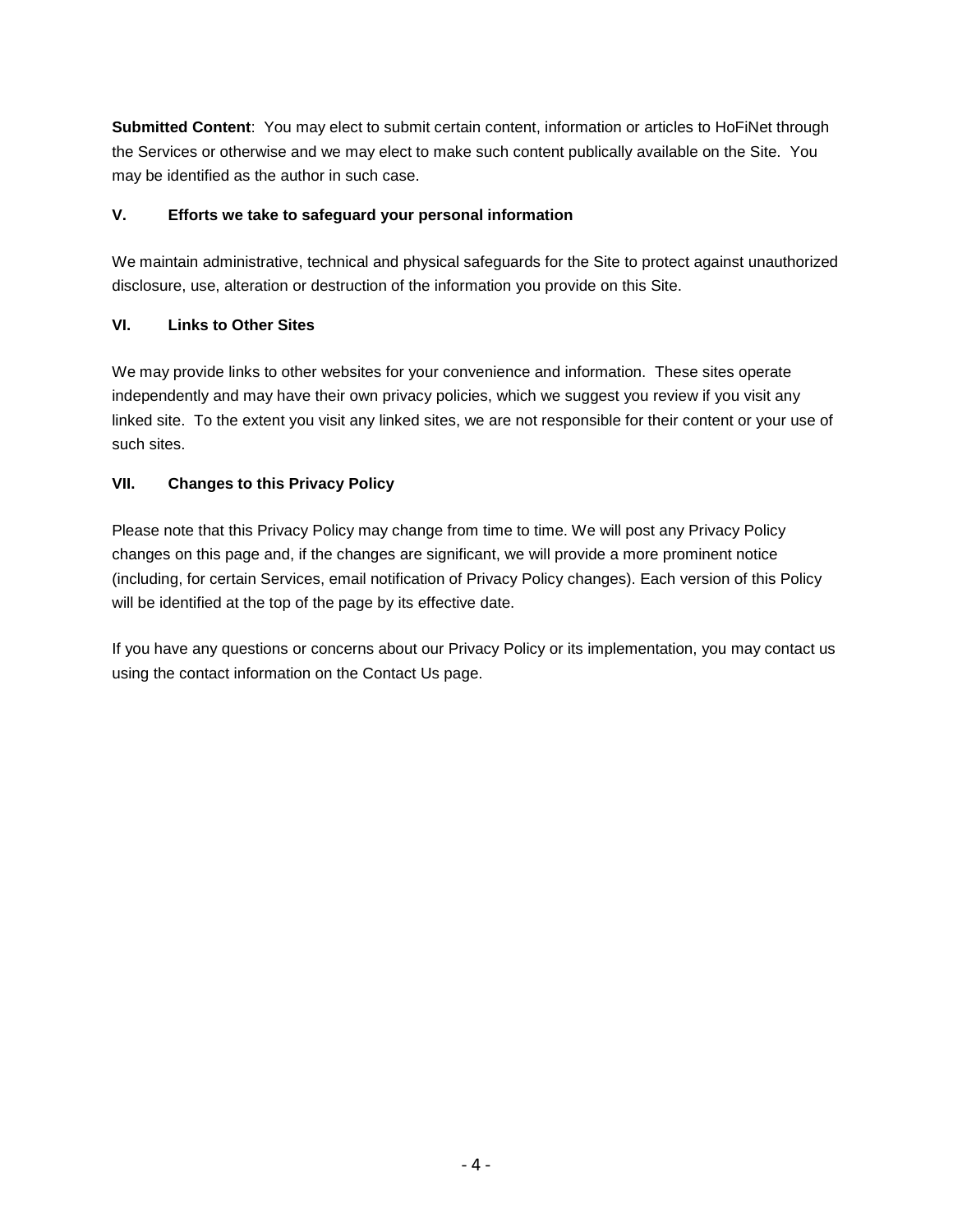**Submitted Content**: You may elect to submit certain content, information or articles to HoFiNet through the Services or otherwise and we may elect to make such content publically available on the Site. You may be identified as the author in such case.

## V. Efforts we take to safeguard your personal information

We maintain administrative, technical and physical safeguards for the Site to protect against unauthorized disclosure, use, alteration or destruction of the information you provide on this Site.

## VI. Links to Other Sites

We may provide links to other websites for your convenience and information. These sites operate independently and may have their own privacy policies, which we suggest you review if you visit any linked site. To the extent you visit any linked sites, we are not responsible for their content or your use of such sites.

## VII. Changes to this Privacy Policy

Please note that this Privacy Policy may change from time to time. We will post any Privacy Policy changes on this page and, if the changes are significant, we will provide a more prominent notice (including, for certain Services, email notification of Privacy Policy changes). Each version of this Policy will be identified at the top of the page by its effective date.

If you have any questions or concerns about our Privacy Policy or its implementation, you may contact us using the contact information on the Contact Us page.